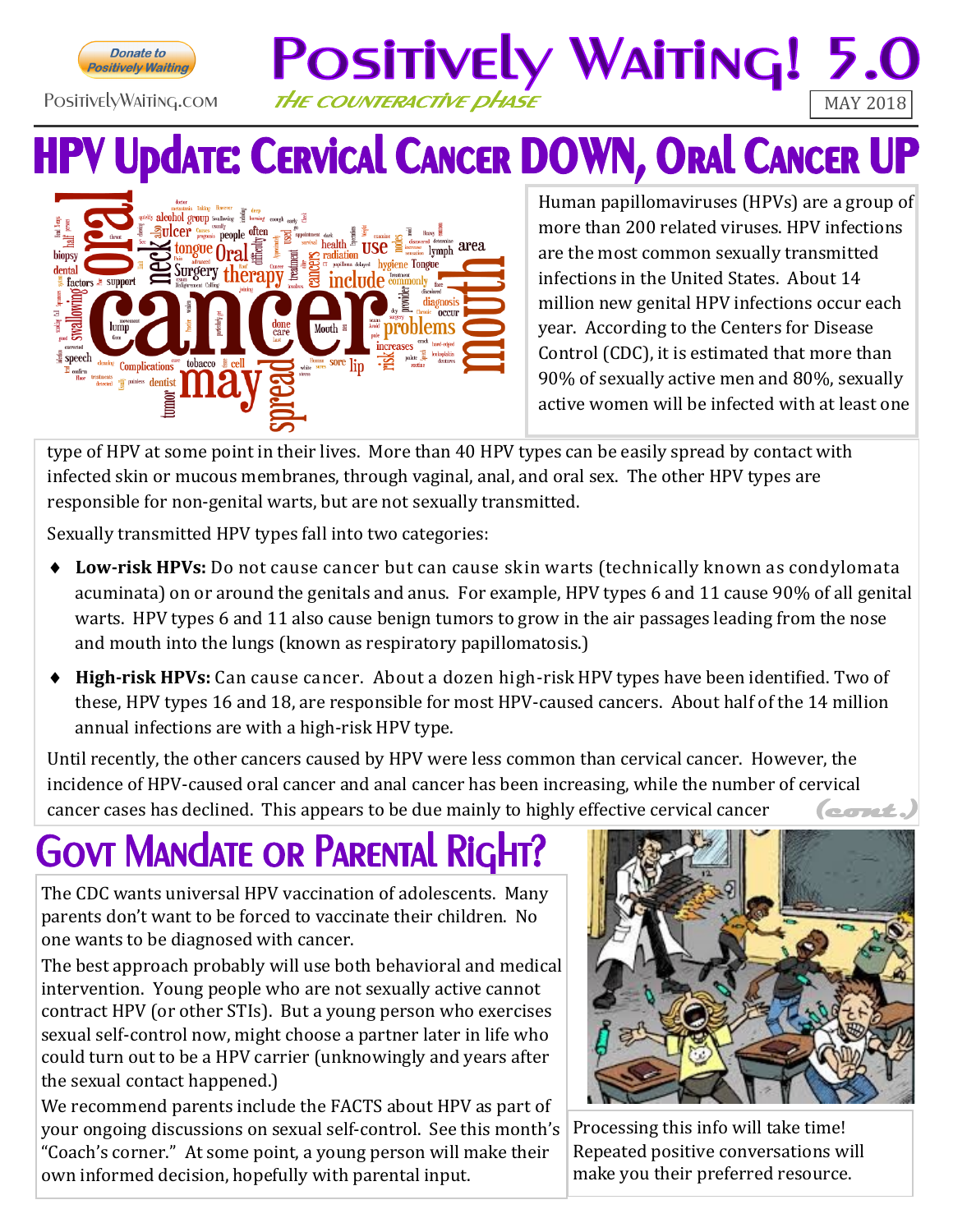PositivelyWaiting.com

# Positively Waiting! 5.0

*The Counteractive Phase*

MAY 2018

## HPV Update: Cervical Cancer DOWN, Oral Cancer UP

Human papillomaviruses (HPVs) are a group of more than 200 related viruses. HPV infections are the most common sexually transmitted infections in the United States. About 14 million new genital HPV infections occur each year. According to the Centers for Disease Control (CDC), it is estimated that more than 90% of sexually active men and 80%, sexually active women will be infected with at least one type of HPV at some point in their lives. More than 40 HPV types can be easily spread by contact with infected skin or mucous membranes, through vaginal, anal, and oral sex. The other HPV types are responsible for non-genital warts, but are not sexually transmitted.

Sexually transmitted HPV types fall into two categories:

- **Low-risk HPVs:** Do not cause cancer but can cause skin warts (technically known as condylomata acuminata) on or around the genitals and anus. For example, HPV types 6 and 11 cause 90% of all genital warts. HPV types 6 and 11 also cause benign tumors to grow in the air passages leading from the nose and mouth into the lungs (known as respiratory papillomatosis.)
- **High-risk HPVs:** Can cause cancer. About a dozen high-risk HPV types have been identified. Two of these, HPV types 16 and 18, are responsible for most HPV-caused cancers. About half of the 14 million annual infections are with a high-risk HPV type.

Until recently, the other cancers caused by HPV were less common than cervical cancer. However, the incidence of HPV-caused oral cancer and anal cancer has been increasing, while the number of cervical cancer cases has declined. This appears to be due mainly to highly effective cervical cancer *(cont.)*

## Govt Mandate or Parental Right?

The CDC wants universal HPV vaccination of adolescents. Many parents don't want to be forced to vaccinate their children. No one wants to be diagnosed with cancer.

The best approach probably will use both behavioral and medical intervention. Young people who are not sexually active cannot contract HPV (or other STIs). But a young person who exercises sexual self-control now, might choose a partner later in life who could turn out to be a HPV carrier (unknowingly and years after the sexual contact happened.)

We recommend parents include the FACTS about HPV as part of your ongoing discussions on sexual self-control. See this month's "Coach's corner." At some point, a young person will make their own informed decision, hopefully with parental input.

Processing this info will take time! Repeated positive conversations will make you their preferred resource.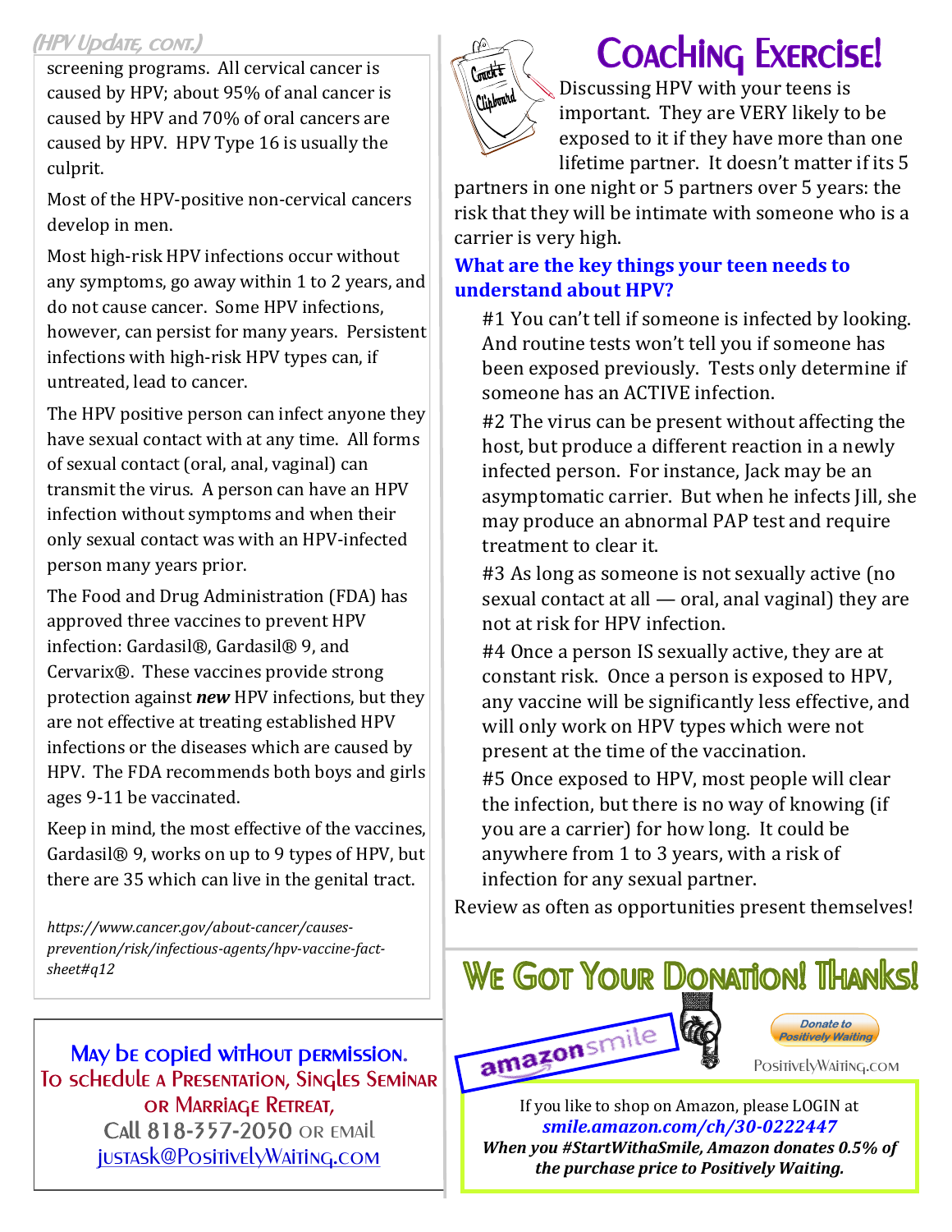*(HPV Update, cont.)*

screening programs. All cervical cancer is caused by HPV; about 95% of anal cancer is caused by HPV and 70% of oral cancers are caused by HPV. HPV Type 16 is usually the culprit.

Most of the HPV-positive non-cervical cancers develop in men.

Most high-risk HPV infections occur without any symptoms, go away within 1 to 2 years, and do not cause cancer. Some HPV infections, however, can persist for many years. Persistent infections with high-risk HPV types can, if untreated, lead to cancer.

The HPV positive person can infect anyone they have sexual contact with at any time. All forms of sexual contact (oral, anal, vaginal) can transmit the virus. A person can have an HPV infection without symptoms and when their only sexual contact was with an HPV-infected person many years prior.

The Food and Drug Administration (FDA) has approved three vaccines to prevent HPV infection: Gardasil®, Gardasil® 9, and Cervarix®. These vaccines provide strong protection against ***new*** HPV infections, but they are not effective at treating established HPV infections or the diseases which are caused by HPV. The FDA recommends both boys and girls ages 9-11 be vaccinated.

Keep in mind, the most effective of the vaccines, Gardasil® 9, works on up to 9 types of HPV, but there are 35 which can live in the genital tract.

*https://www.cancer.gov/about-cancer/causes-prevention/risk/infectious-agents/hpv-vaccine-fact-sheet#q12*

May be copied without permission.
To schedule a Presentation, Singles Seminar or Marriage Retreat,
Call 818-357-2050 or email
justask@PositivelyWaiting.com

# Coaching Exercise!

Discussing HPV with your teens is important. They are VERY likely to be exposed to it if they have more than one lifetime partner. It doesn't matter if its 5 partners in one night or 5 partners over 5 years: the risk that they will be intimate with someone who is a carrier is very high.

**What are the key things your teen needs to understand about HPV?**

#1 You can't tell if someone is infected by looking. And routine tests won't tell you if someone has been exposed previously. Tests only determine if someone has an ACTIVE infection.

#2 The virus can be present without affecting the host, but produce a different reaction in a newly infected person. For instance, Jack may be an asymptomatic carrier. But when he infects Jill, she may produce an abnormal PAP test and require treatment to clear it.

#3 As long as someone is not sexually active (no sexual contact at all — oral, anal vaginal) they are not at risk for HPV infection.

#4 Once a person IS sexually active, they are at constant risk. Once a person is exposed to HPV, any vaccine will be significantly less effective, and will only work on HPV types which were not present at the time of the vaccination.

#5 Once exposed to HPV, most people will clear the infection, but there is no way of knowing (if you are a carrier) for how long. It could be anywhere from 1 to 3 years, with a risk of infection for any sexual partner.

Review as often as opportunities present themselves!

# We Got Your Donation! Thanks!

amazonsmile

Donate to Positively Waiting

PositivelyWaiting.com

If you like to shop on Amazon, please LOGIN at
**smile.amazon.com/ch/30-0222447**
***When you #StartWithaSmile, Amazon donates 0.5% of the purchase price to Positively Waiting.***